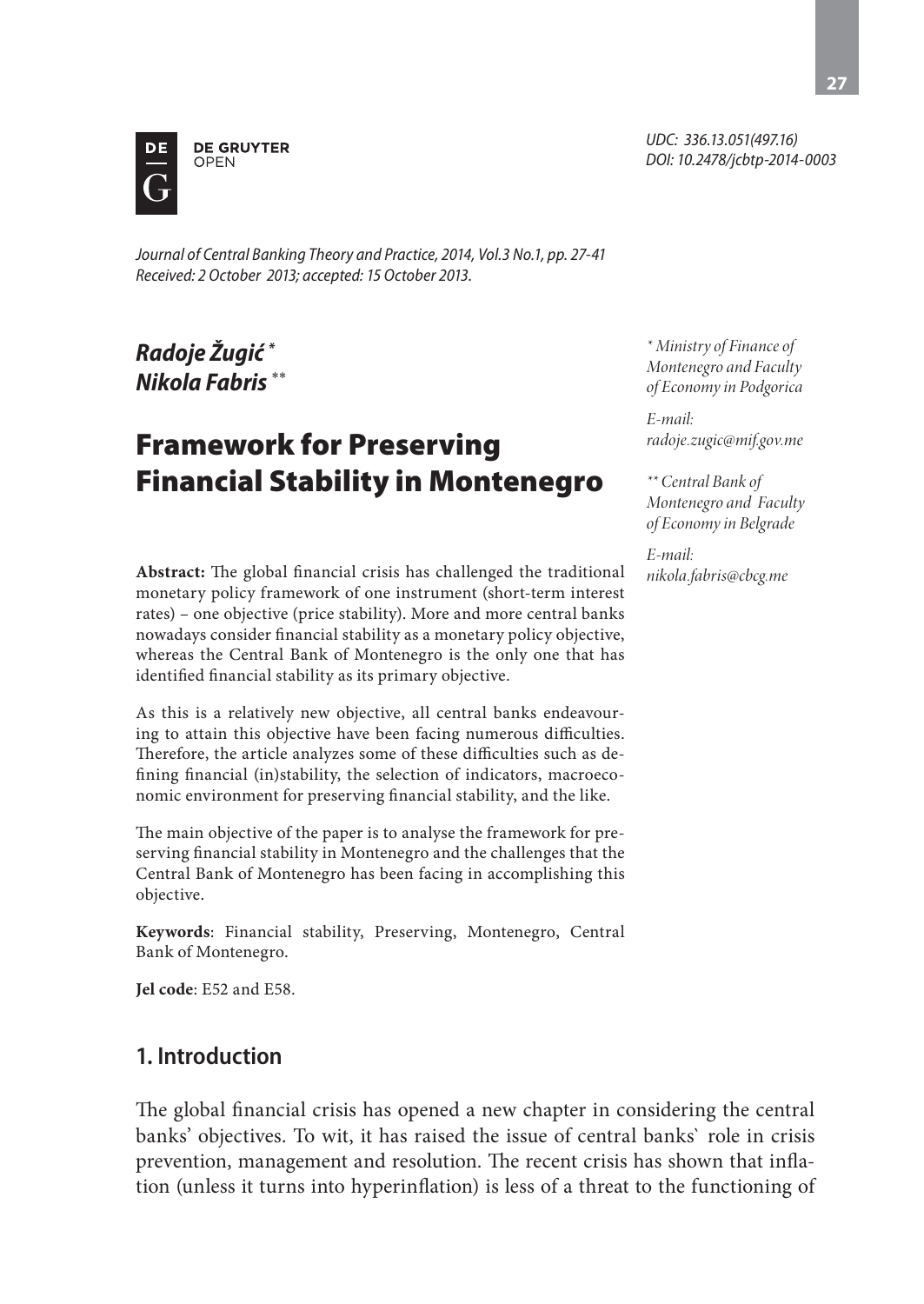UDC: 336.13.051(497.16)
DOI: 10.2478/jcbtp-2014-0003

*Journal of Central Banking Theory and Practice, 2014, Vol.3 No.1, pp. 27-41*
*Received: 2 October 2013; accepted: 15 October 2013.*

***Radoje Žugić*** [*]
***Nikola Fabris*** [**]

[*] *Ministry of Finance of Montenegro and Faculty of Economy in Podgorica*

*E-mail: radoje.zugic@mif.gov.me*

[**] *Central Bank of Montenegro and Faculty of Economy in Belgrade*

*E-mail: nikola.fabris@cbcg.me*

# Framework for Preserving Financial Stability in Montenegro

**Abstract:** The global financial crisis has challenged the traditional monetary policy framework of one instrument (short-term interest rates) – one objective (price stability). More and more central banks nowadays consider financial stability as a monetary policy objective, whereas the Central Bank of Montenegro is the only one that has identified financial stability as its primary objective.

As this is a relatively new objective, all central banks endeavouring to attain this objective have been facing numerous difficulties. Therefore, the article analyzes some of these difficulties such as defining financial (in)stability, the selection of indicators, macroeconomic environment for preserving financial stability, and the like.

The main objective of the paper is to analyse the framework for preserving financial stability in Montenegro and the challenges that the Central Bank of Montenegro has been facing in accomplishing this objective.

**Keywords**: Financial stability, Preserving, Montenegro, Central Bank of Montenegro.

**Jel code**: E52 and E58.

## 1. Introduction

The global financial crisis has opened a new chapter in considering the central banks' objectives. To wit, it has raised the issue of central banks` role in crisis prevention, management and resolution. The recent crisis has shown that inflation (unless it turns into hyperinflation) is less of a threat to the functioning of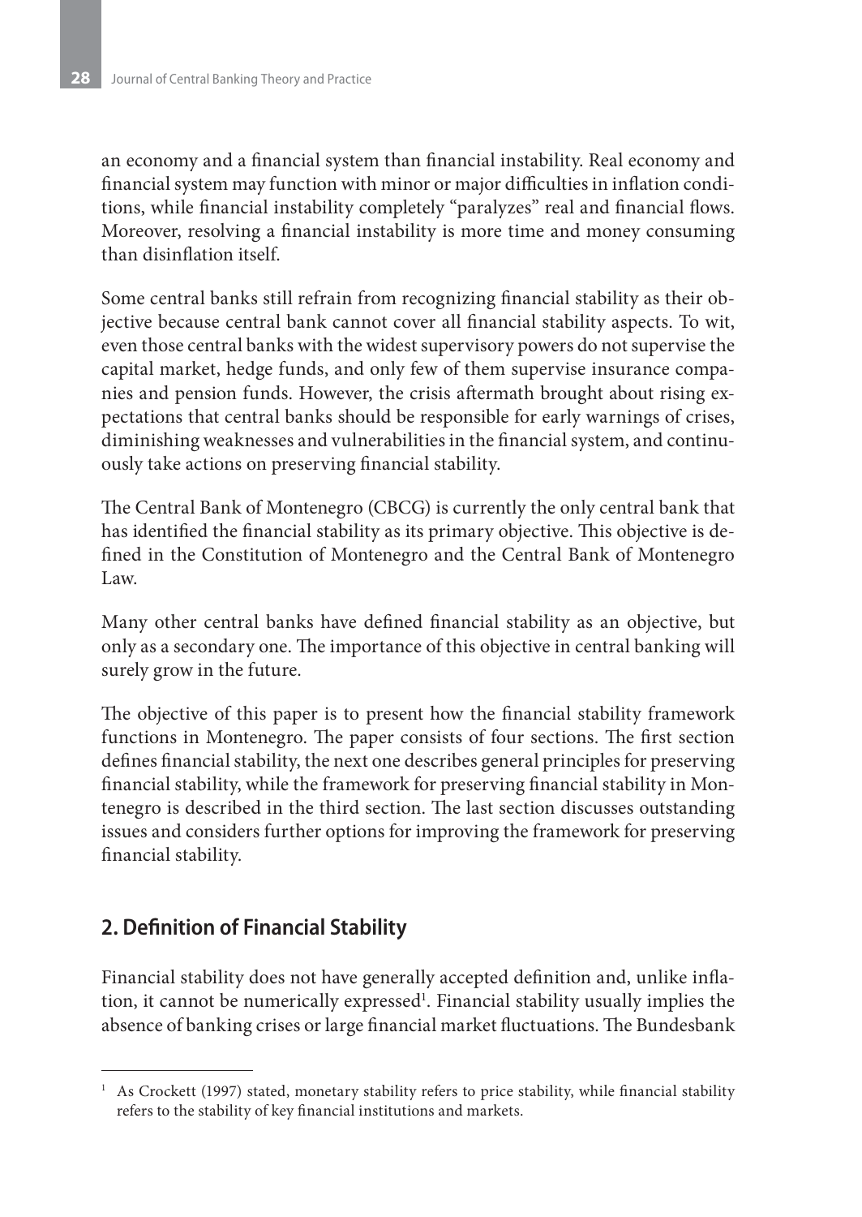an economy and a financial system than financial instability. Real economy and financial system may function with minor or major difficulties in inflation conditions, while financial instability completely "paralyzes" real and financial flows. Moreover, resolving a financial instability is more time and money consuming than disinflation itself.

Some central banks still refrain from recognizing financial stability as their objective because central bank cannot cover all financial stability aspects. To wit, even those central banks with the widest supervisory powers do not supervise the capital market, hedge funds, and only few of them supervise insurance companies and pension funds. However, the crisis aftermath brought about rising expectations that central banks should be responsible for early warnings of crises, diminishing weaknesses and vulnerabilities in the financial system, and continuously take actions on preserving financial stability.

The Central Bank of Montenegro (CBCG) is currently the only central bank that has identified the financial stability as its primary objective. This objective is defined in the Constitution of Montenegro and the Central Bank of Montenegro Law.

Many other central banks have defined financial stability as an objective, but only as a secondary one. The importance of this objective in central banking will surely grow in the future.

The objective of this paper is to present how the financial stability framework functions in Montenegro. The paper consists of four sections. The first section defines financial stability, the next one describes general principles for preserving financial stability, while the framework for preserving financial stability in Montenegro is described in the third section. The last section discusses outstanding issues and considers further options for improving the framework for preserving financial stability.

## 2. Definition of Financial Stability

Financial stability does not have generally accepted definition and, unlike inflation, it cannot be numerically expressed[1]. Financial stability usually implies the absence of banking crises or large financial market fluctuations. The Bundesbank

---

[1] As Crockett (1997) stated, monetary stability refers to price stability, while financial stability refers to the stability of key financial institutions and markets.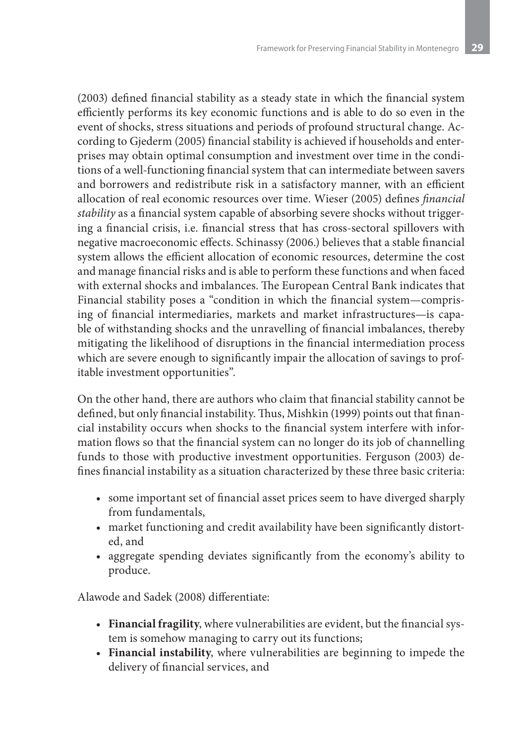(2003) defined financial stability as a steady state in which the financial system efficiently performs its key economic functions and is able to do so even in the event of shocks, stress situations and periods of profound structural change. According to Gjederm (2005) financial stability is achieved if households and enterprises may obtain optimal consumption and investment over time in the conditions of a well-functioning financial system that can intermediate between savers and borrowers and redistribute risk in a satisfactory manner, with an efficient allocation of real economic resources over time. Wieser (2005) defines *financial stability* as a financial system capable of absorbing severe shocks without triggering a financial crisis, i.e. financial stress that has cross-sectoral spillovers with negative macroeconomic effects. Schinassy (2006.) believes that a stable financial system allows the efficient allocation of economic resources, determine the cost and manage financial risks and is able to perform these functions and when faced with external shocks and imbalances. The European Central Bank indicates that Financial stability poses a "condition in which the financial system—comprising of financial intermediaries, markets and market infrastructures—is capable of withstanding shocks and the unravelling of financial imbalances, thereby mitigating the likelihood of disruptions in the financial intermediation process which are severe enough to significantly impair the allocation of savings to profitable investment opportunities".

On the other hand, there are authors who claim that financial stability cannot be defined, but only financial instability. Thus, Mishkin (1999) points out that financial instability occurs when shocks to the financial system interfere with information flows so that the financial system can no longer do its job of channelling funds to those with productive investment opportunities. Ferguson (2003) defines financial instability as a situation characterized by these three basic criteria:

- some important set of financial asset prices seem to have diverged sharply from fundamentals,
- market functioning and credit availability have been significantly distorted, and
- aggregate spending deviates significantly from the economy's ability to produce.

Alawode and Sadek (2008) differentiate:

- **Financial fragility**, where vulnerabilities are evident, but the financial system is somehow managing to carry out its functions;
- **Financial instability**, where vulnerabilities are beginning to impede the delivery of financial services, and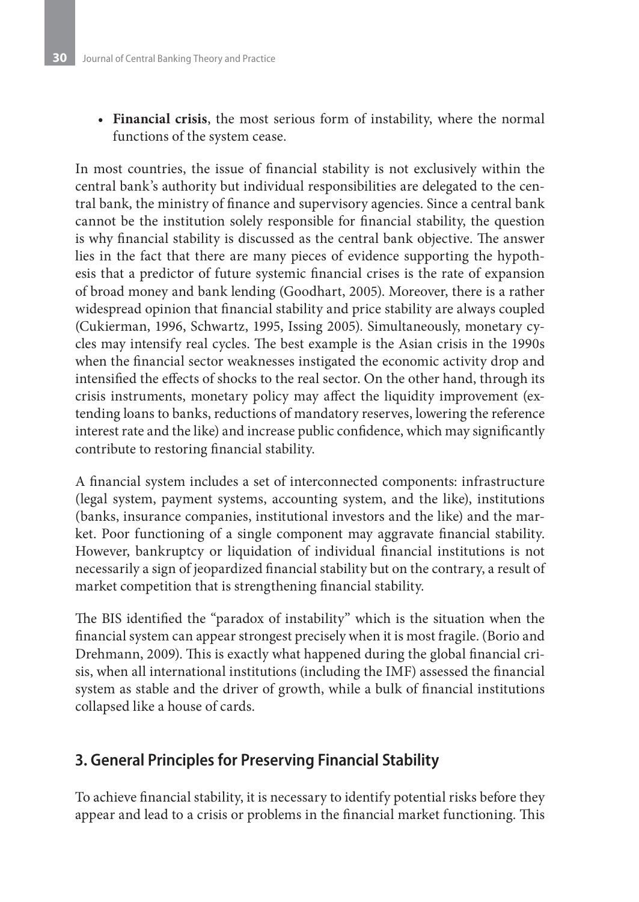- **Financial crisis**, the most serious form of instability, where the normal functions of the system cease.

In most countries, the issue of financial stability is not exclusively within the central bank's authority but individual responsibilities are delegated to the central bank, the ministry of finance and supervisory agencies. Since a central bank cannot be the institution solely responsible for financial stability, the question is why financial stability is discussed as the central bank objective. The answer lies in the fact that there are many pieces of evidence supporting the hypothesis that a predictor of future systemic financial crises is the rate of expansion of broad money and bank lending (Goodhart, 2005). Moreover, there is a rather widespread opinion that financial stability and price stability are always coupled (Cukierman, 1996, Schwartz, 1995, Issing 2005). Simultaneously, monetary cycles may intensify real cycles. The best example is the Asian crisis in the 1990s when the financial sector weaknesses instigated the economic activity drop and intensified the effects of shocks to the real sector. On the other hand, through its crisis instruments, monetary policy may affect the liquidity improvement (extending loans to banks, reductions of mandatory reserves, lowering the reference interest rate and the like) and increase public confidence, which may significantly contribute to restoring financial stability.

A financial system includes a set of interconnected components: infrastructure (legal system, payment systems, accounting system, and the like), institutions (banks, insurance companies, institutional investors and the like) and the market. Poor functioning of a single component may aggravate financial stability. However, bankruptcy or liquidation of individual financial institutions is not necessarily a sign of jeopardized financial stability but on the contrary, a result of market competition that is strengthening financial stability.

The BIS identified the "paradox of instability" which is the situation when the financial system can appear strongest precisely when it is most fragile. (Borio and Drehmann, 2009). This is exactly what happened during the global financial crisis, when all international institutions (including the IMF) assessed the financial system as stable and the driver of growth, while a bulk of financial institutions collapsed like a house of cards.

## 3. General Principles for Preserving Financial Stability

To achieve financial stability, it is necessary to identify potential risks before they appear and lead to a crisis or problems in the financial market functioning. This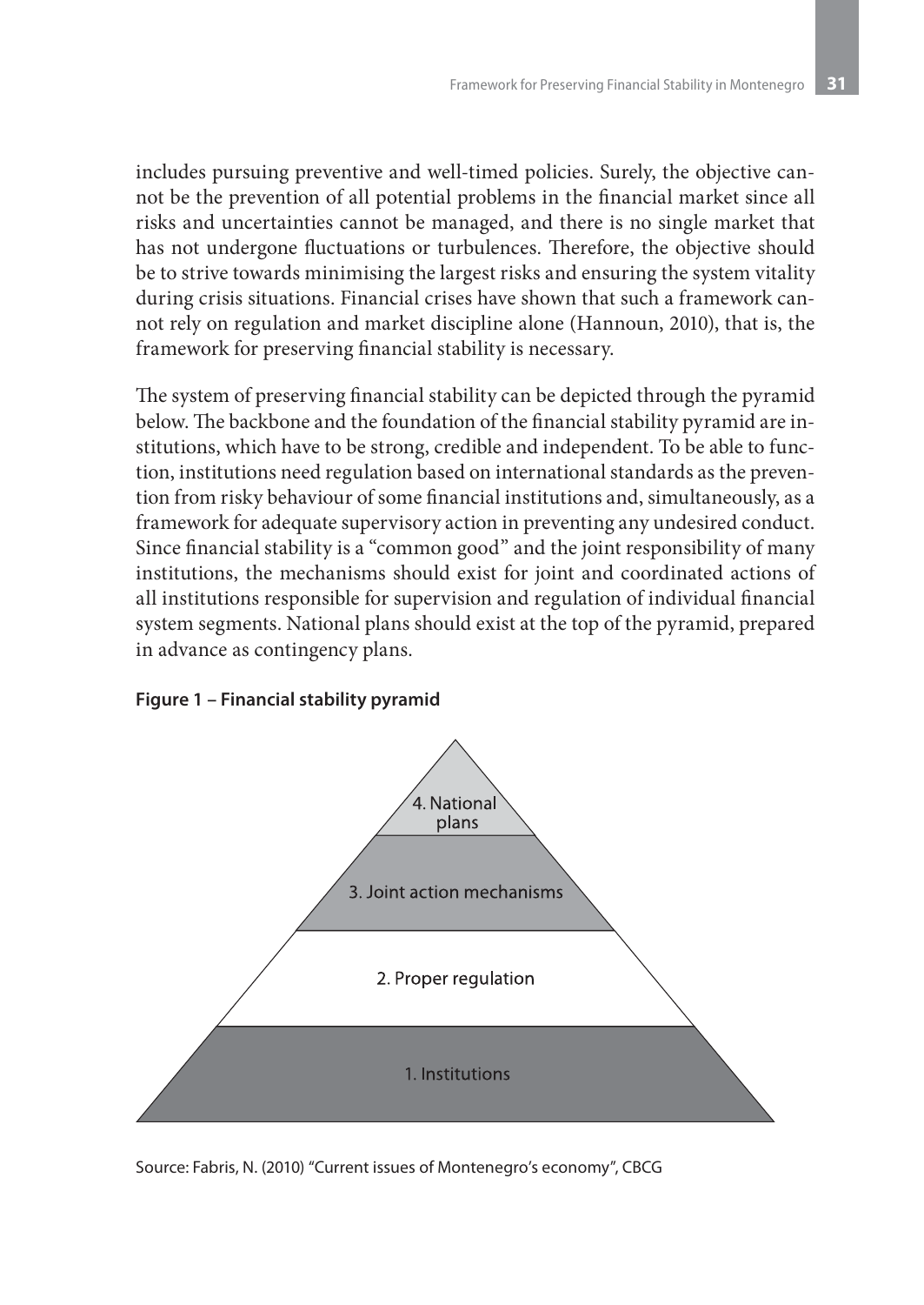includes pursuing preventive and well-timed policies. Surely, the objective cannot be the prevention of all potential problems in the financial market since all risks and uncertainties cannot be managed, and there is no single market that has not undergone fluctuations or turbulences. Therefore, the objective should be to strive towards minimising the largest risks and ensuring the system vitality during crisis situations. Financial crises have shown that such a framework cannot rely on regulation and market discipline alone (Hannoun, 2010), that is, the framework for preserving financial stability is necessary.

The system of preserving financial stability can be depicted through the pyramid below. The backbone and the foundation of the financial stability pyramid are institutions, which have to be strong, credible and independent. To be able to function, institutions need regulation based on international standards as the prevention from risky behaviour of some financial institutions and, simultaneously, as a framework for adequate supervisory action in preventing any undesired conduct. Since financial stability is a "common good" and the joint responsibility of many institutions, the mechanisms should exist for joint and coordinated actions of all institutions responsible for supervision and regulation of individual financial system segments. National plans should exist at the top of the pyramid, prepared in advance as contingency plans.

**Figure 1 – Financial stability pyramid**

4. National plans

3. Joint action mechanisms

2. Proper regulation

1. Institutions

Source: Fabris, N. (2010) "Current issues of Montenegro's economy", CBCG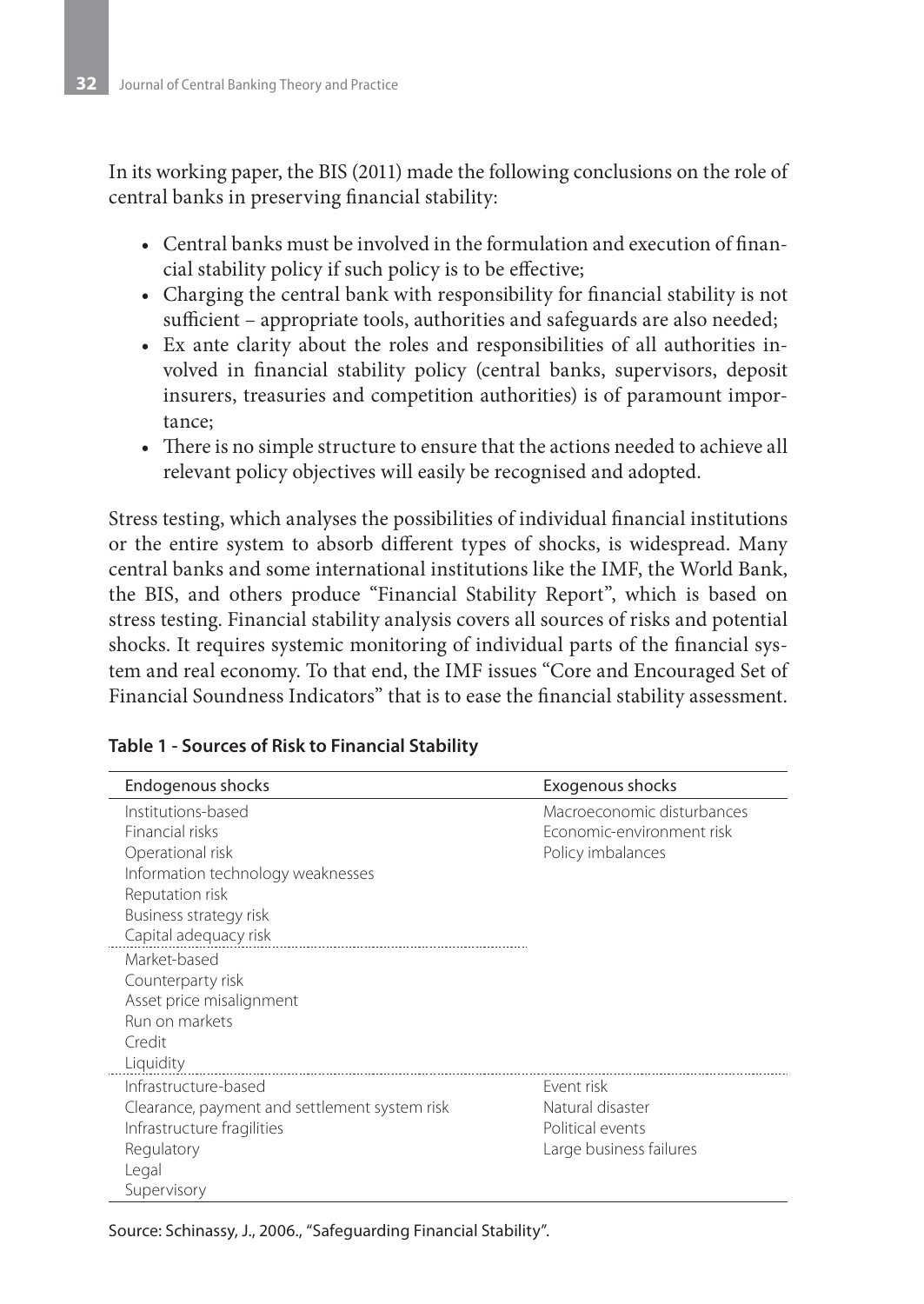In its working paper, the BIS (2011) made the following conclusions on the role of central banks in preserving financial stability:

- Central banks must be involved in the formulation and execution of financial stability policy if such policy is to be effective;
- Charging the central bank with responsibility for financial stability is not sufficient – appropriate tools, authorities and safeguards are also needed;
- Ex ante clarity about the roles and responsibilities of all authorities involved in financial stability policy (central banks, supervisors, deposit insurers, treasuries and competition authorities) is of paramount importance;
- There is no simple structure to ensure that the actions needed to achieve all relevant policy objectives will easily be recognised and adopted.

Stress testing, which analyses the possibilities of individual financial institutions or the entire system to absorb different types of shocks, is widespread. Many central banks and some international institutions like the IMF, the World Bank, the BIS, and others produce "Financial Stability Report", which is based on stress testing. Financial stability analysis covers all sources of risks and potential shocks. It requires systemic monitoring of individual parts of the financial system and real economy. To that end, the IMF issues "Core and Encouraged Set of Financial Soundness Indicators" that is to ease the financial stability assessment.

**Table 1 - Sources of Risk to Financial Stability**

| Endogenous shocks | Exogenous shocks |
|---|---|
| Institutions-based | Macroeconomic disturbances |
| Financial risks | Economic-environment risk |
| Operational risk | Policy imbalances |
| Information technology weaknesses | |
| Reputation risk | |
| Business strategy risk | |
| Capital adequacy risk | |
| Market-based | |
| Counterparty risk | |
| Asset price misalignment | |
| Run on markets | |
| Credit | |
| Liquidity | |
| Infrastructure-based | Event risk |
| Clearance, payment and settlement system risk | Natural disaster |
| Infrastructure fragilities | Political events |
| Regulatory | Large business failures |
| Legal | |
| Supervisory | |

Source: Schinassy, J., 2006., "Safeguarding Financial Stability".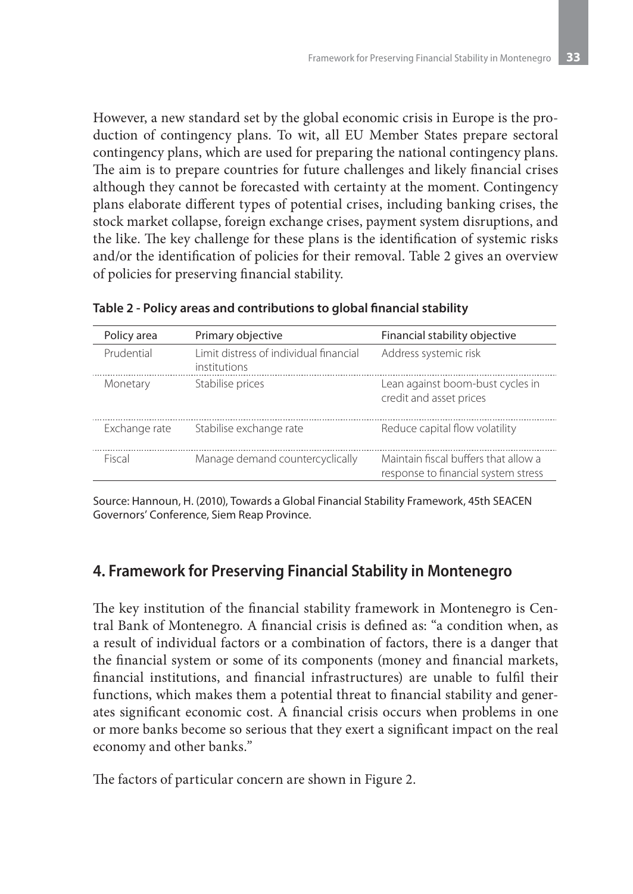However, a new standard set by the global economic crisis in Europe is the production of contingency plans. To wit, all EU Member States prepare sectoral contingency plans, which are used for preparing the national contingency plans. The aim is to prepare countries for future challenges and likely financial crises although they cannot be forecasted with certainty at the moment. Contingency plans elaborate different types of potential crises, including banking crises, the stock market collapse, foreign exchange crises, payment system disruptions, and the like. The key challenge for these plans is the identification of systemic risks and/or the identification of policies for their removal. Table 2 gives an overview of policies for preserving financial stability.

**Table 2 - Policy areas and contributions to global financial stability**

| Policy area | Primary objective | Financial stability objective |
|---|---|---|
| Prudential | Limit distress of individual financial institutions | Address systemic risk |
| Monetary | Stabilise prices | Lean against boom-bust cycles in credit and asset prices |
| Exchange rate | Stabilise exchange rate | Reduce capital flow volatility |
| Fiscal | Manage demand countercyclically | Maintain fiscal buffers that allow a response to financial system stress |

Source: Hannoun, H. (2010), Towards a Global Financial Stability Framework, 45th SEACEN Governors' Conference, Siem Reap Province.

## 4. Framework for Preserving Financial Stability in Montenegro

The key institution of the financial stability framework in Montenegro is Central Bank of Montenegro. A financial crisis is defined as: "a condition when, as a result of individual factors or a combination of factors, there is a danger that the financial system or some of its components (money and financial markets, financial institutions, and financial infrastructures) are unable to fulfil their functions, which makes them a potential threat to financial stability and generates significant economic cost. A financial crisis occurs when problems in one or more banks become so serious that they exert a significant impact on the real economy and other banks."

The factors of particular concern are shown in Figure 2.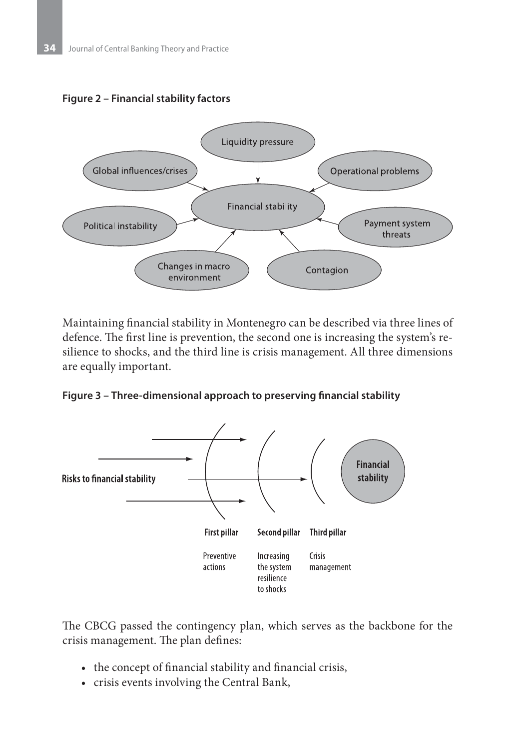**Figure 2 – Financial stability factors**

Liquidity pressure

Global influences/crises

Operational problems

Financial stability

Political instability

Payment system threats

Changes in macro environment

Contagion

Maintaining financial stability in Montenegro can be described via three lines of defence. The first line is prevention, the second one is increasing the system's resilience to shocks, and the third line is crisis management. All three dimensions are equally important.

**Figure 3 – Three-dimensional approach to preserving financial stability**

Risks to financial stability

Financial stability

| First pillar | Second pillar | Third pillar |
| --- | --- | --- |
| Preventive actions | Increasing the system resilience to shocks | Crisis management |

The CBCG passed the contingency plan, which serves as the backbone for the crisis management. The plan defines:

- the concept of financial stability and financial crisis,
- crisis events involving the Central Bank,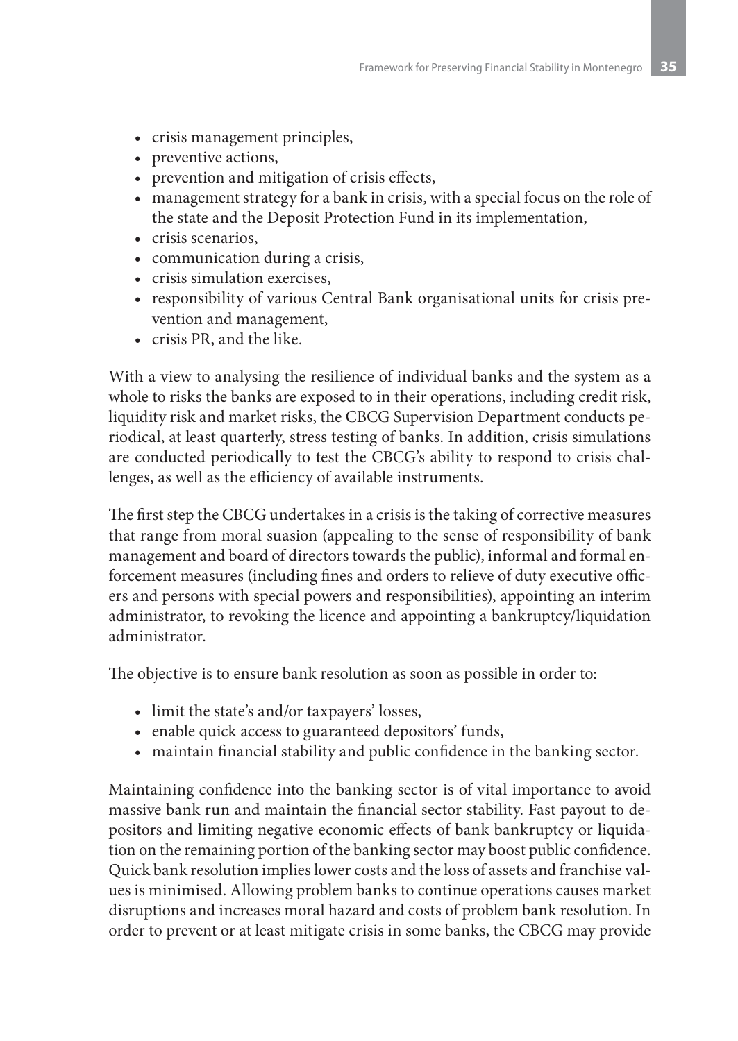- crisis management principles,
- preventive actions,
- prevention and mitigation of crisis effects,
- management strategy for a bank in crisis, with a special focus on the role of the state and the Deposit Protection Fund in its implementation,
- crisis scenarios,
- communication during a crisis,
- crisis simulation exercises,
- responsibility of various Central Bank organisational units for crisis prevention and management,
- crisis PR, and the like.

With a view to analysing the resilience of individual banks and the system as a whole to risks the banks are exposed to in their operations, including credit risk, liquidity risk and market risks, the CBCG Supervision Department conducts periodical, at least quarterly, stress testing of banks. In addition, crisis simulations are conducted periodically to test the CBCG's ability to respond to crisis challenges, as well as the efficiency of available instruments.

The first step the CBCG undertakes in a crisis is the taking of corrective measures that range from moral suasion (appealing to the sense of responsibility of bank management and board of directors towards the public), informal and formal enforcement measures (including fines and orders to relieve of duty executive officers and persons with special powers and responsibilities), appointing an interim administrator, to revoking the licence and appointing a bankruptcy/liquidation administrator.

The objective is to ensure bank resolution as soon as possible in order to:

- limit the state's and/or taxpayers' losses,
- enable quick access to guaranteed depositors' funds,
- maintain financial stability and public confidence in the banking sector.

Maintaining confidence into the banking sector is of vital importance to avoid massive bank run and maintain the financial sector stability. Fast payout to depositors and limiting negative economic effects of bank bankruptcy or liquidation on the remaining portion of the banking sector may boost public confidence. Quick bank resolution implies lower costs and the loss of assets and franchise values is minimised. Allowing problem banks to continue operations causes market disruptions and increases moral hazard and costs of problem bank resolution. In order to prevent or at least mitigate crisis in some banks, the CBCG may provide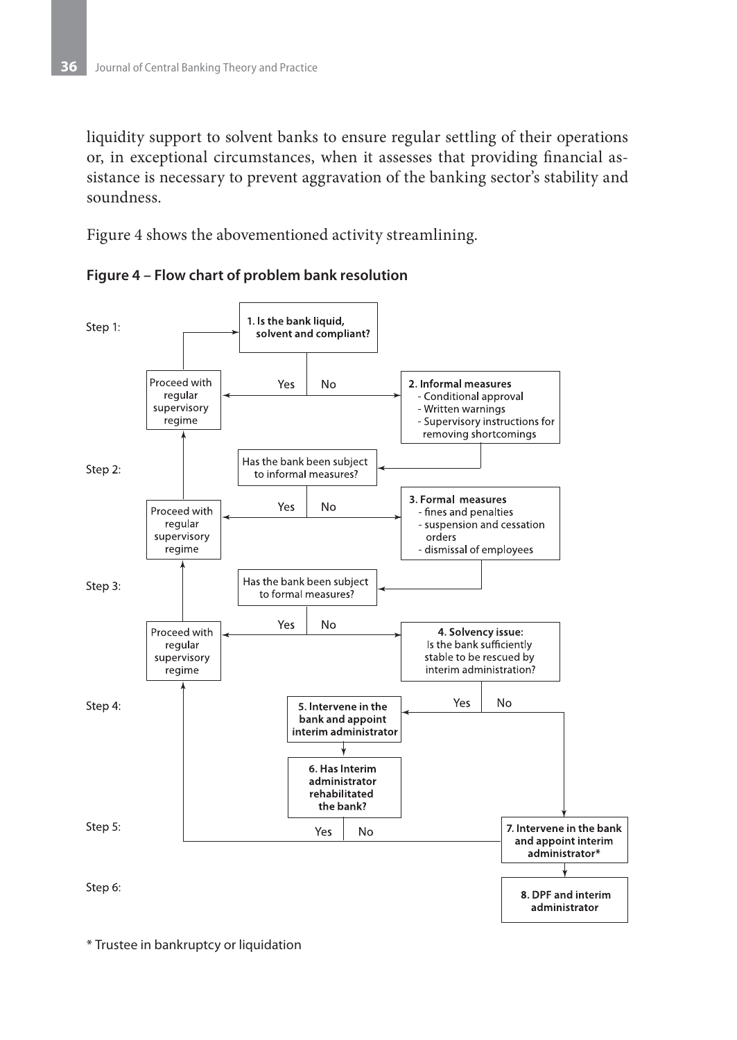liquidity support to solvent banks to ensure regular settling of their operations or, in exceptional circumstances, when it assesses that providing financial assistance is necessary to prevent aggravation of the banking sector's stability and soundness.

Figure 4 shows the abovementioned activity streamlining.

**Figure 4 – Flow chart of problem bank resolution**

Step 1:

**1. Is the bank liquid, solvent and compliant?**

Yes → Proceed with regular supervisory regime

No → **2. Informal measures**
- Conditional approval
- Written warnings
- Supervisory instructions for removing shortcomings

Step 2:

Has the bank been subject to informal measures?

Yes → Proceed with regular supervisory regime

No → **3. Formal measures**
- fines and penalties
- suspension and cessation orders
- dismissal of employees

Step 3:

Has the bank been subject to formal measures?

Yes → Proceed with regular supervisory regime

No → **4. Solvency issue:** Is the bank sufficiently stable to be rescued by interim administration?

Step 4:

Yes → **5. Intervene in the bank and appoint interim administrator** → **6. Has Interim administrator rehabilitated the bank?**

No → **7. Intervene in the bank and appoint interim administrator***

Step 5:

6\. Yes → Proceed with regular supervisory regime

6\. No → **7. Intervene in the bank and appoint interim administrator***

Step 6:

**8. DPF and interim administrator**

\* Trustee in bankruptcy or liquidation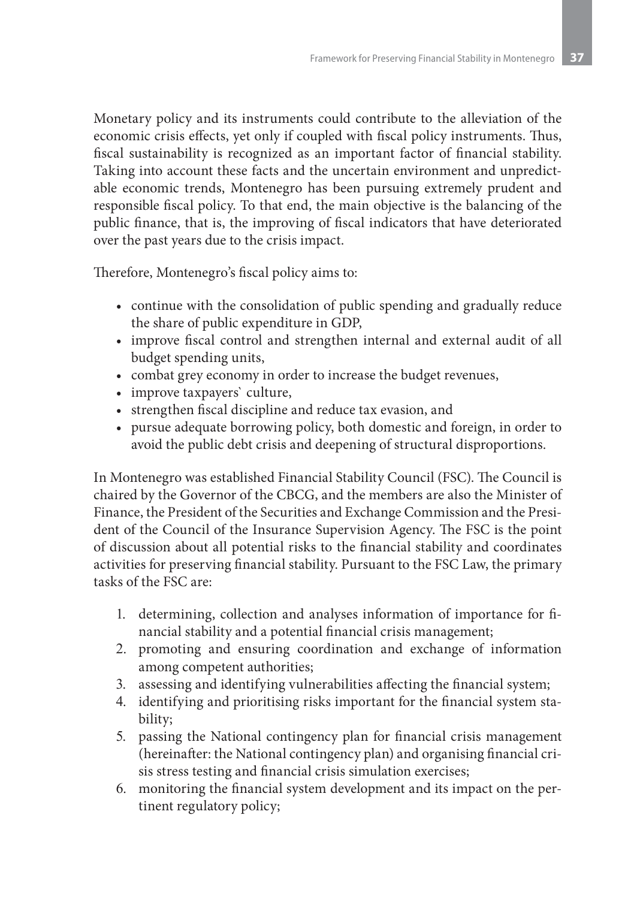Monetary policy and its instruments could contribute to the alleviation of the economic crisis effects, yet only if coupled with fiscal policy instruments. Thus, fiscal sustainability is recognized as an important factor of financial stability. Taking into account these facts and the uncertain environment and unpredictable economic trends, Montenegro has been pursuing extremely prudent and responsible fiscal policy. To that end, the main objective is the balancing of the public finance, that is, the improving of fiscal indicators that have deteriorated over the past years due to the crisis impact.

Therefore, Montenegro's fiscal policy aims to:

- continue with the consolidation of public spending and gradually reduce the share of public expenditure in GDP,
- improve fiscal control and strengthen internal and external audit of all budget spending units,
- combat grey economy in order to increase the budget revenues,
- improve taxpayers` culture,
- strengthen fiscal discipline and reduce tax evasion, and
- pursue adequate borrowing policy, both domestic and foreign, in order to avoid the public debt crisis and deepening of structural disproportions.

In Montenegro was established Financial Stability Council (FSC). The Council is chaired by the Governor of the CBCG, and the members are also the Minister of Finance, the President of the Securities and Exchange Commission and the President of the Council of the Insurance Supervision Agency. The FSC is the point of discussion about all potential risks to the financial stability and coordinates activities for preserving financial stability. Pursuant to the FSC Law, the primary tasks of the FSC are:

1. determining, collection and analyses information of importance for financial stability and a potential financial crisis management;
2. promoting and ensuring coordination and exchange of information among competent authorities;
3. assessing and identifying vulnerabilities affecting the financial system;
4. identifying and prioritising risks important for the financial system stability;
5. passing the National contingency plan for financial crisis management (hereinafter: the National contingency plan) and organising financial crisis stress testing and financial crisis simulation exercises;
6. monitoring the financial system development and its impact on the pertinent regulatory policy;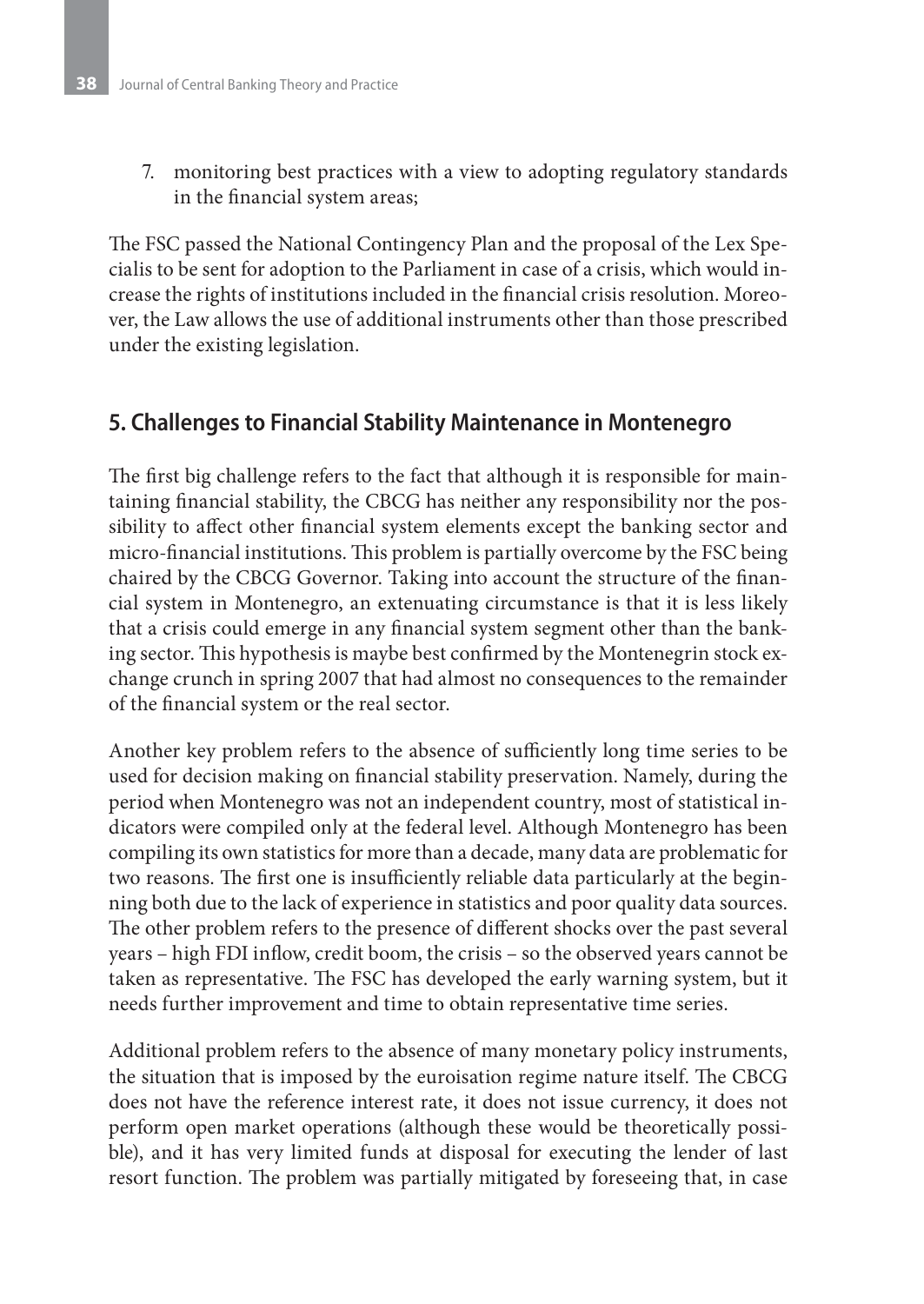7. monitoring best practices with a view to adopting regulatory standards in the financial system areas;

The FSC passed the National Contingency Plan and the proposal of the Lex Specialis to be sent for adoption to the Parliament in case of a crisis, which would increase the rights of institutions included in the financial crisis resolution. Moreover, the Law allows the use of additional instruments other than those prescribed under the existing legislation.

## 5. Challenges to Financial Stability Maintenance in Montenegro

The first big challenge refers to the fact that although it is responsible for maintaining financial stability, the CBCG has neither any responsibility nor the possibility to affect other financial system elements except the banking sector and micro-financial institutions. This problem is partially overcome by the FSC being chaired by the CBCG Governor. Taking into account the structure of the financial system in Montenegro, an extenuating circumstance is that it is less likely that a crisis could emerge in any financial system segment other than the banking sector. This hypothesis is maybe best confirmed by the Montenegrin stock exchange crunch in spring 2007 that had almost no consequences to the remainder of the financial system or the real sector.

Another key problem refers to the absence of sufficiently long time series to be used for decision making on financial stability preservation. Namely, during the period when Montenegro was not an independent country, most of statistical indicators were compiled only at the federal level. Although Montenegro has been compiling its own statistics for more than a decade, many data are problematic for two reasons. The first one is insufficiently reliable data particularly at the beginning both due to the lack of experience in statistics and poor quality data sources. The other problem refers to the presence of different shocks over the past several years – high FDI inflow, credit boom, the crisis – so the observed years cannot be taken as representative. The FSC has developed the early warning system, but it needs further improvement and time to obtain representative time series.

Additional problem refers to the absence of many monetary policy instruments, the situation that is imposed by the euroisation regime nature itself. The CBCG does not have the reference interest rate, it does not issue currency, it does not perform open market operations (although these would be theoretically possible), and it has very limited funds at disposal for executing the lender of last resort function. The problem was partially mitigated by foreseeing that, in case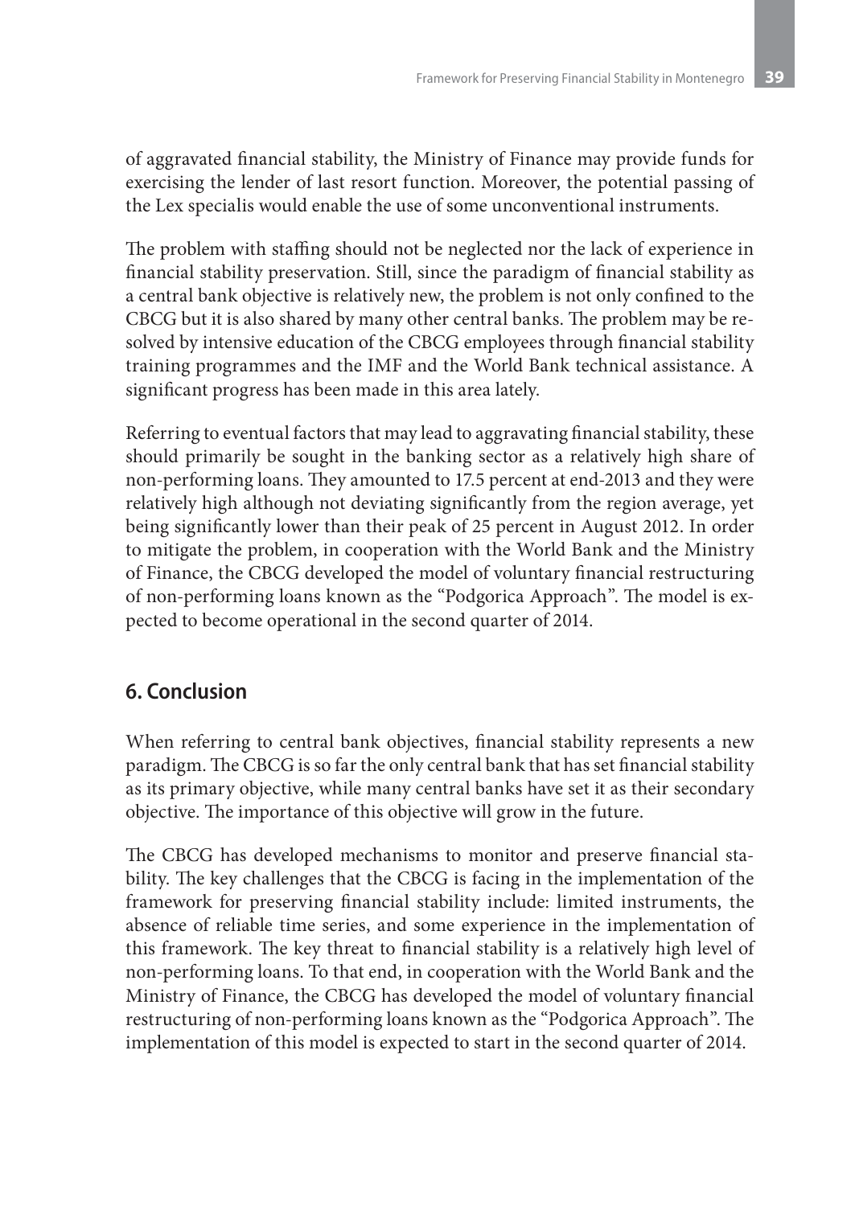of aggravated financial stability, the Ministry of Finance may provide funds for exercising the lender of last resort function. Moreover, the potential passing of the Lex specialis would enable the use of some unconventional instruments.

The problem with staffing should not be neglected nor the lack of experience in financial stability preservation. Still, since the paradigm of financial stability as a central bank objective is relatively new, the problem is not only confined to the CBCG but it is also shared by many other central banks. The problem may be resolved by intensive education of the CBCG employees through financial stability training programmes and the IMF and the World Bank technical assistance. A significant progress has been made in this area lately.

Referring to eventual factors that may lead to aggravating financial stability, these should primarily be sought in the banking sector as a relatively high share of non-performing loans. They amounted to 17.5 percent at end-2013 and they were relatively high although not deviating significantly from the region average, yet being significantly lower than their peak of 25 percent in August 2012. In order to mitigate the problem, in cooperation with the World Bank and the Ministry of Finance, the CBCG developed the model of voluntary financial restructuring of non-performing loans known as the "Podgorica Approach". The model is expected to become operational in the second quarter of 2014.

## 6. Conclusion

When referring to central bank objectives, financial stability represents a new paradigm. The CBCG is so far the only central bank that has set financial stability as its primary objective, while many central banks have set it as their secondary objective. The importance of this objective will grow in the future.

The CBCG has developed mechanisms to monitor and preserve financial stability. The key challenges that the CBCG is facing in the implementation of the framework for preserving financial stability include: limited instruments, the absence of reliable time series, and some experience in the implementation of this framework. The key threat to financial stability is a relatively high level of non-performing loans. To that end, in cooperation with the World Bank and the Ministry of Finance, the CBCG has developed the model of voluntary financial restructuring of non-performing loans known as the "Podgorica Approach". The implementation of this model is expected to start in the second quarter of 2014.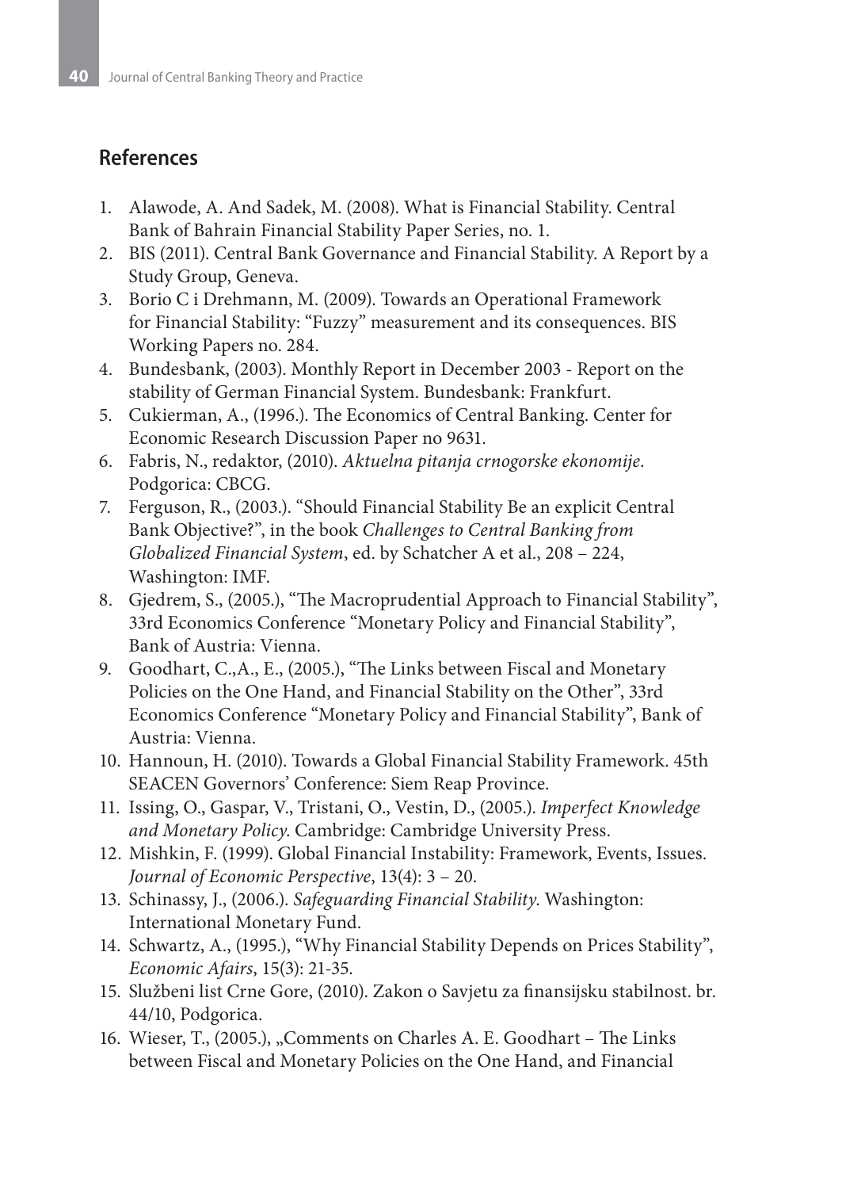## References

1. Alawode, A. And Sadek, M. (2008). What is Financial Stability. Central Bank of Bahrain Financial Stability Paper Series, no. 1.
2. BIS (2011). Central Bank Governance and Financial Stability. A Report by a Study Group, Geneva.
3. Borio C i Drehmann, M. (2009). Towards an Operational Framework for Financial Stability: "Fuzzy" measurement and its consequences. BIS Working Papers no. 284.
4. Bundesbank, (2003). Monthly Report in December 2003 - Report on the stability of German Financial System. Bundesbank: Frankfurt.
5. Cukierman, A., (1996.). The Economics of Central Banking. Center for Economic Research Discussion Paper no 9631.
6. Fabris, N., redaktor, (2010). *Aktuelna pitanja crnogorske ekonomije*. Podgorica: CBCG.
7. Ferguson, R., (2003.). "Should Financial Stability Be an explicit Central Bank Objective?", in the book *Challenges to Central Banking from Globalized Financial System*, ed. by Schatcher A et al., 208 – 224, Washington: IMF.
8. Gjedrem, S., (2005.), "The Macroprudential Approach to Financial Stability", 33rd Economics Conference "Monetary Policy and Financial Stability", Bank of Austria: Vienna.
9. Goodhart, C.,A., E., (2005.), "The Links between Fiscal and Monetary Policies on the One Hand, and Financial Stability on the Other", 33rd Economics Conference "Monetary Policy and Financial Stability", Bank of Austria: Vienna.
10. Hannoun, H. (2010). Towards a Global Financial Stability Framework. 45th SEACEN Governors' Conference: Siem Reap Province.
11. Issing, O., Gaspar, V., Tristani, O., Vestin, D., (2005.). *Imperfect Knowledge and Monetary Policy*. Cambridge: Cambridge University Press.
12. Mishkin, F. (1999). Global Financial Instability: Framework, Events, Issues. *Journal of Economic Perspective*, 13(4): 3 – 20.
13. Schinassy, J., (2006.). *Safeguarding Financial Stability*. Washington: International Monetary Fund.
14. Schwartz, A., (1995.), "Why Financial Stability Depends on Prices Stability", *Economic Afairs*, 15(3): 21-35.
15. Službeni list Crne Gore, (2010). Zakon o Savjetu za finansijsku stabilnost. br. 44/10, Podgorica.
16. Wieser, T., (2005.), „Comments on Charles A. E. Goodhart – The Links between Fiscal and Monetary Policies on the One Hand, and Financial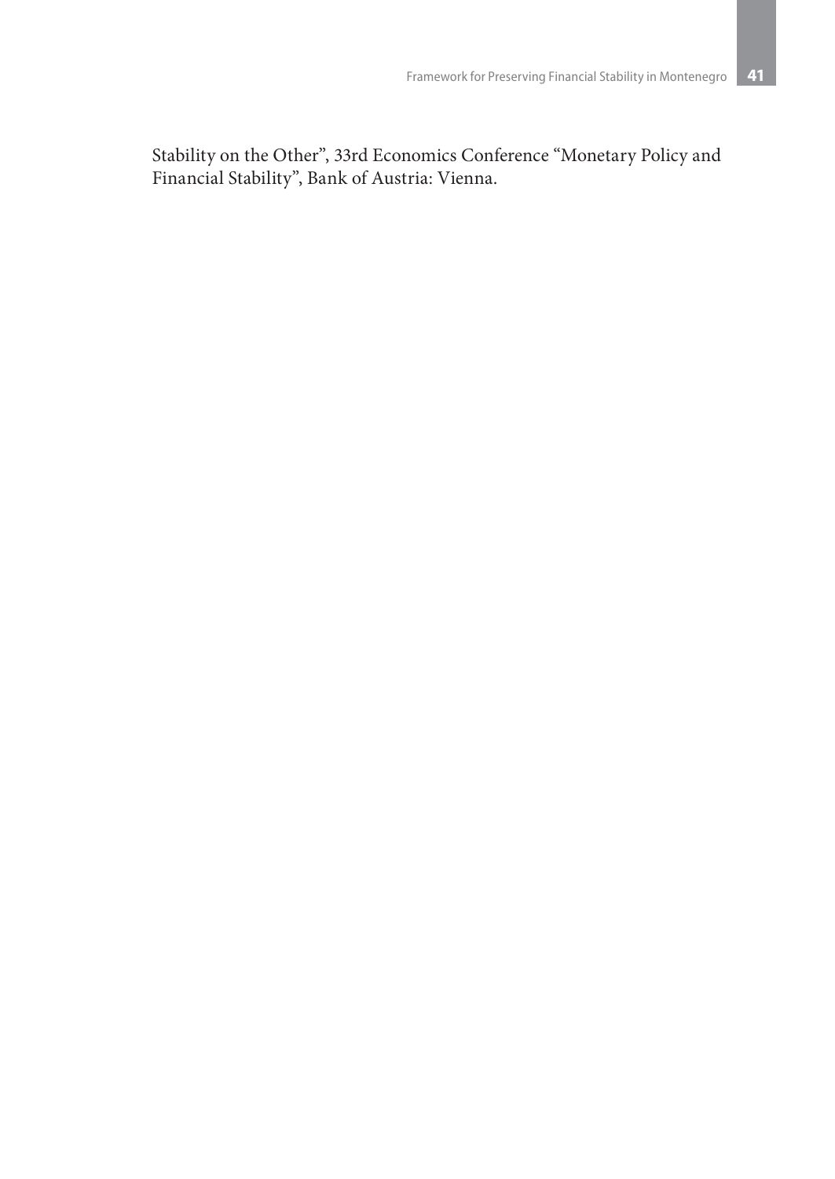Stability on the Other", 33rd Economics Conference "Monetary Policy and Financial Stability", Bank of Austria: Vienna.